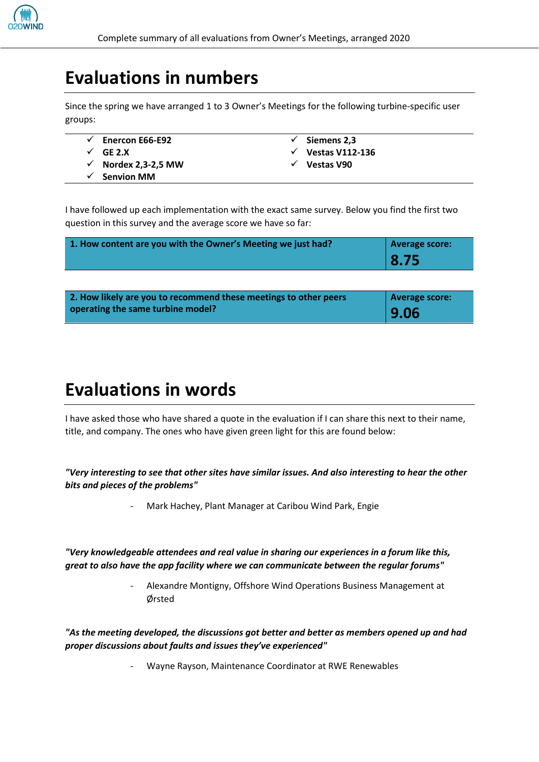Complete summary of all evaluations from Owner's Meetings, arranged 2020

# Evaluations in numbers

Since the spring we have arranged 1 to 3 Owner's Meetings for the following turbine-specific user groups:

- ✓ **Enercon E66-E92**
- ✓ **GE 2.X**
- ✓ **Nordex 2,3-2,5 MW**
- ✓ **Senvion MM**
- ✓ **Siemens 2,3**
- ✓ **Vestas V112-136**
- ✓ **Vestas V90**

I have followed up each implementation with the exact same survey. Below you find the first two question in this survey and the average score we have so far:

| | |
|---|---|
| **1. How content are you with the Owner's Meeting we just had?** | **Average score:** **8.75** |

| | |
|---|---|
| **2. How likely are you to recommend these meetings to other peers operating the same turbine model?** | **Average score:** **9.06** |

# Evaluations in words

I have asked those who have shared a quote in the evaluation if I can share this next to their name, title, and company. The ones who have given green light for this are found below:

***"Very interesting to see that other sites have similar issues. And also interesting to hear the other bits and pieces of the problems"***

- Mark Hachey, Plant Manager at Caribou Wind Park, Engie

***"Very knowledgeable attendees and real value in sharing our experiences in a forum like this, great to also have the app facility where we can communicate between the regular forums"***

- Alexandre Montigny, Offshore Wind Operations Business Management at Ørsted

***"As the meeting developed, the discussions got better and better as members opened up and had proper discussions about faults and issues they've experienced"***

- Wayne Rayson, Maintenance Coordinator at RWE Renewables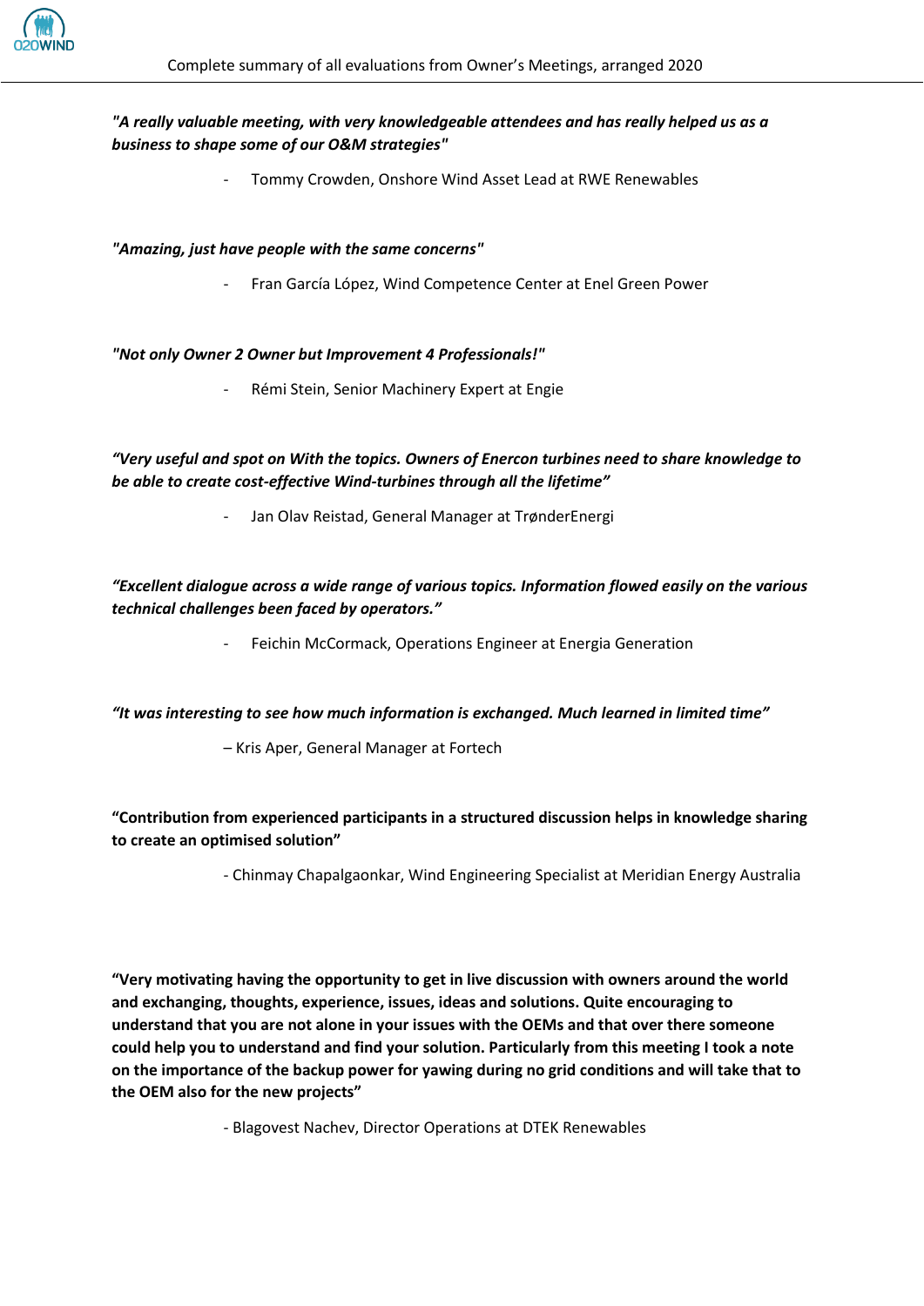***"A really valuable meeting, with very knowledgeable attendees and has really helped us as a business to shape some of our O&M strategies"***

- Tommy Crowden, Onshore Wind Asset Lead at RWE Renewables

***"Amazing, just have people with the same concerns"***

- Fran García López, Wind Competence Center at Enel Green Power

***"Not only Owner 2 Owner but Improvement 4 Professionals!"***

- Rémi Stein, Senior Machinery Expert at Engie

***"Very useful and spot on With the topics. Owners of Enercon turbines need to share knowledge to be able to create cost-effective Wind-turbines through all the lifetime"***

- Jan Olav Reistad, General Manager at TrønderEnergi

***"Excellent dialogue across a wide range of various topics. Information flowed easily on the various technical challenges been faced by operators."***

- Feichin McCormack, Operations Engineer at Energia Generation

***"It was interesting to see how much information is exchanged. Much learned in limited time"***

– Kris Aper, General Manager at Fortech

**"Contribution from experienced participants in a structured discussion helps in knowledge sharing to create an optimised solution"**

- Chinmay Chapalgaonkar, Wind Engineering Specialist at Meridian Energy Australia

**"Very motivating having the opportunity to get in live discussion with owners around the world and exchanging, thoughts, experience, issues, ideas and solutions. Quite encouraging to understand that you are not alone in your issues with the OEMs and that over there someone could help you to understand and find your solution. Particularly from this meeting I took a note on the importance of the backup power for yawing during no grid conditions and will take that to the OEM also for the new projects"**

- Blagovest Nachev, Director Operations at DTEK Renewables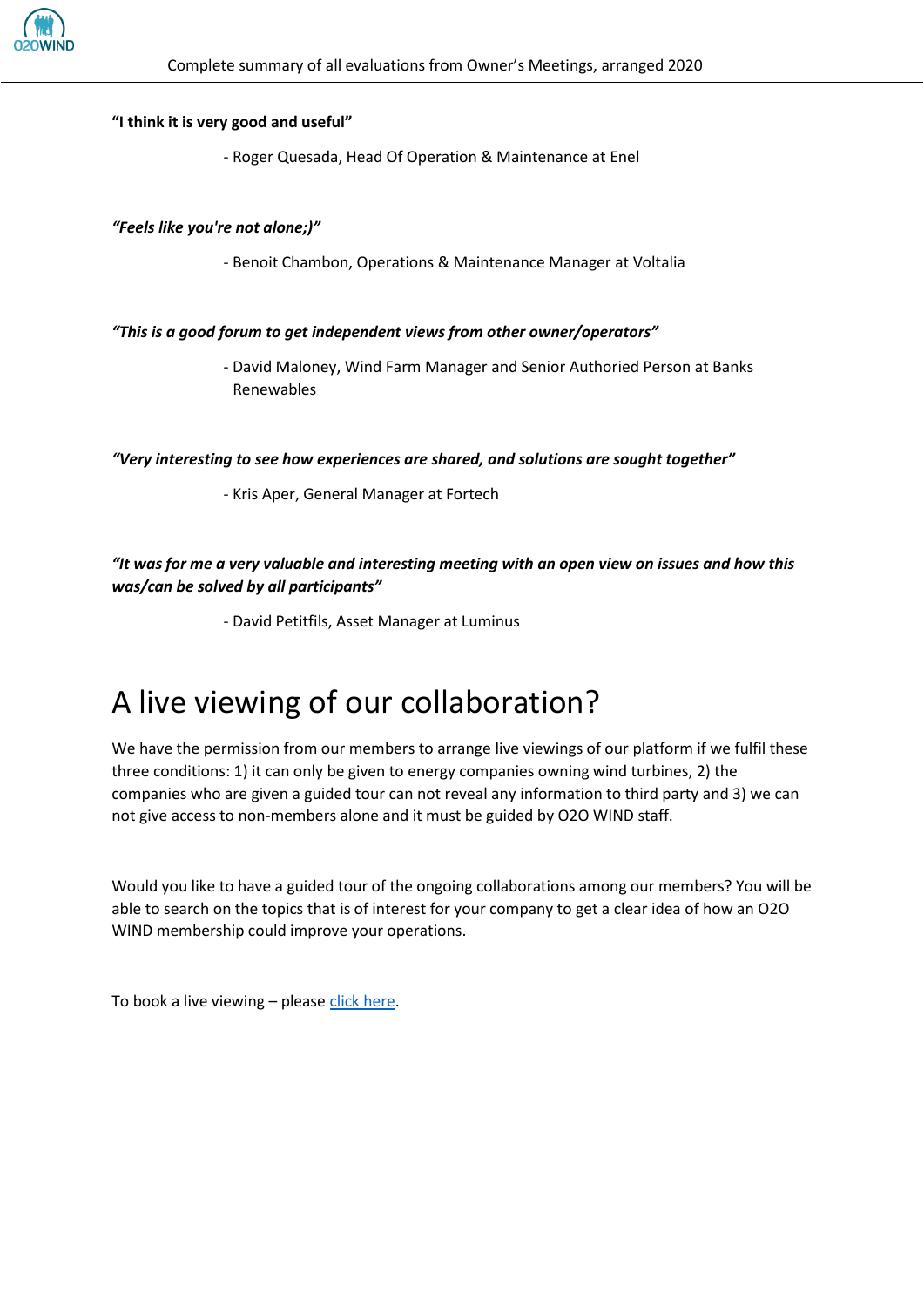**"I think it is very good and useful"**

- Roger Quesada, Head Of Operation & Maintenance at Enel

***"Feels like you're not alone;)"***

- Benoit Chambon, Operations & Maintenance Manager at Voltalia

***"This is a good forum to get independent views from other owner/operators"***

- David Maloney, Wind Farm Manager and Senior Authoried Person at Banks Renewables

***"Very interesting to see how experiences are shared, and solutions are sought together"***

- Kris Aper, General Manager at Fortech

***"It was for me a very valuable and interesting meeting with an open view on issues and how this was/can be solved by all participants"***

- David Petitfils, Asset Manager at Luminus

# A live viewing of our collaboration?

We have the permission from our members to arrange live viewings of our platform if we fulfil these three conditions: 1) it can only be given to energy companies owning wind turbines, 2) the companies who are given a guided tour can not reveal any information to third party and 3) we can not give access to non-members alone and it must be guided by O2O WIND staff.

Would you like to have a guided tour of the ongoing collaborations among our members? You will be able to search on the topics that is of interest for your company to get a clear idea of how an O2O WIND membership could improve your operations.

To book a live viewing – please click here.